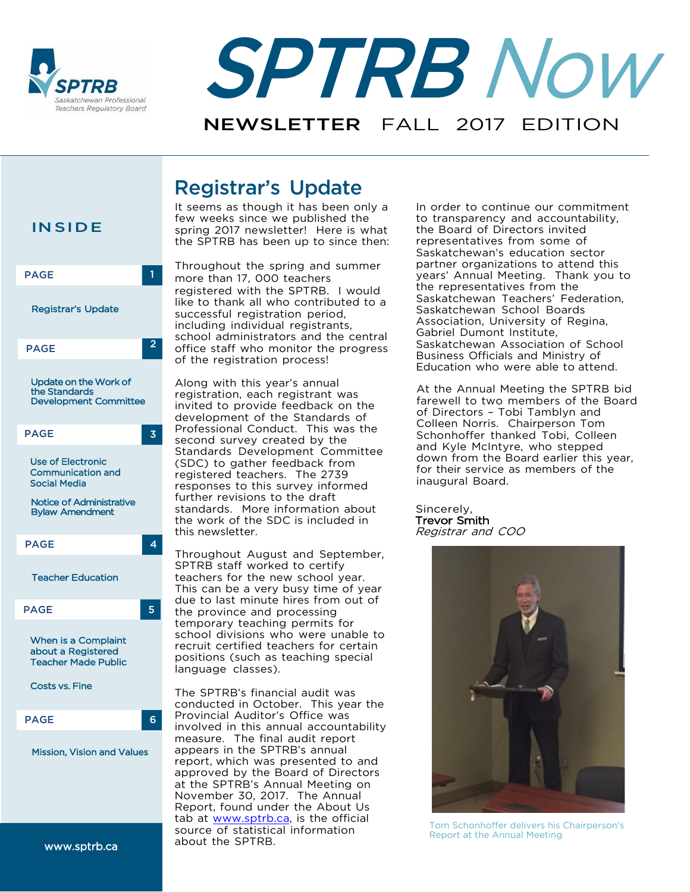# SPTRB Now

**NEWSLETTER FALL 2017 EDITION**

## INSIDE

- PAGE 1 — Registrar's Update
- PAGE 2 — Update on the Work of the Standards Development Committee
- PAGE 3 — Use of Electronic Communication and Social Media; Notice of Administrative Bylaw Amendment
- PAGE 4 — Teacher Education
- PAGE 5 — When is a Complaint about a Registered Teacher Made Public; Costs vs. Fine
- PAGE 6 — Mission, Vision and Values

www.sptrb.ca

## Registrar's Update

It seems as though it has been only a few weeks since we published the spring 2017 newsletter! Here is what the SPTRB has been up to since then:

Throughout the spring and summer more than 17, 000 teachers registered with the SPTRB. I would like to thank all who contributed to a successful registration period, including individual registrants, school administrators and the central office staff who monitor the progress of the registration process!

Along with this year's annual registration, each registrant was invited to provide feedback on the development of the Standards of Professional Conduct. This was the second survey created by the Standards Development Committee (SDC) to gather feedback from registered teachers. The 2739 responses to this survey informed further revisions to the draft standards. More information about the work of the SDC is included in this newsletter.

Throughout August and September, SPTRB staff worked to certify teachers for the new school year. This can be a very busy time of year due to last minute hires from out of the province and processing temporary teaching permits for school divisions who were unable to recruit certified teachers for certain positions (such as teaching special language classes).

The SPTRB's financial audit was conducted in October. This year the Provincial Auditor's Office was involved in this annual accountability measure. The final audit report appears in the SPTRB's annual report, which was presented to and approved by the Board of Directors at the SPTRB's Annual Meeting on November 30, 2017. The Annual Report, found under the About Us tab at www.sptrb.ca, is the official source of statistical information about the SPTRB.

In order to continue our commitment to transparency and accountability, the Board of Directors invited representatives from some of Saskatchewan's education sector partner organizations to attend this years' Annual Meeting. Thank you to the representatives from the Saskatchewan Teachers' Federation, Saskatchewan School Boards Association, University of Regina, Gabriel Dumont Institute, Saskatchewan Association of School Business Officials and Ministry of Education who were able to attend.

At the Annual Meeting the SPTRB bid farewell to two members of the Board of Directors – Tobi Tamblyn and Colleen Norris. Chairperson Tom Schonhoffer thanked Tobi, Colleen and Kyle McIntyre, who stepped down from the Board earlier this year, for their service as members of the inaugural Board.

Sincerely,
**Trevor Smith**
*Registrar and COO*

Tom Schonhoffer delivers his Chairperson's Report at the Annual Meeting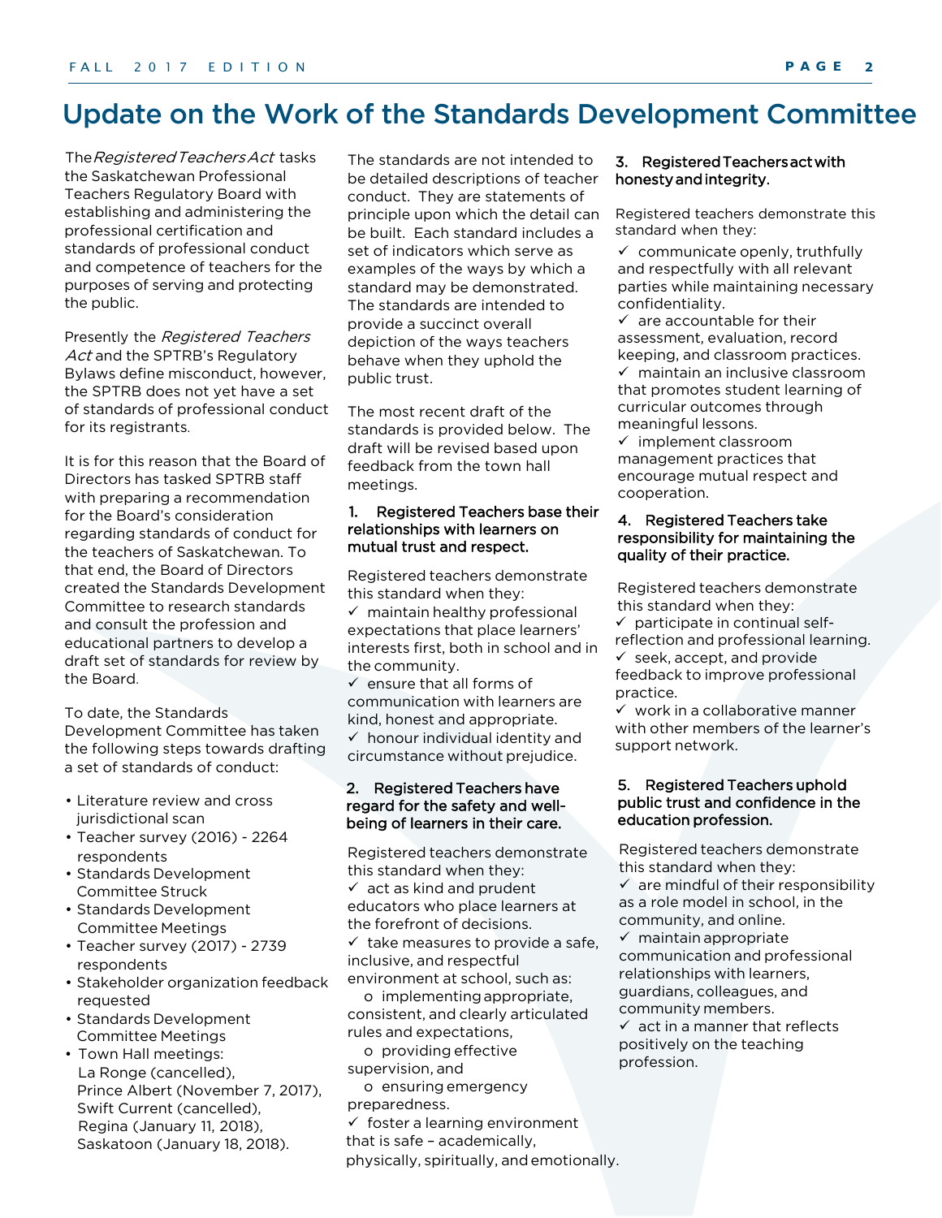# Update on the Work of the Standards Development Committee

The *Registered Teachers Act* tasks the Saskatchewan Professional Teachers Regulatory Board with establishing and administering the professional certification and standards of professional conduct and competence of teachers for the purposes of serving and protecting the public.

Presently the *Registered Teachers Act* and the SPTRB's Regulatory Bylaws define misconduct, however, the SPTRB does not yet have a set of standards of professional conduct for its registrants.

It is for this reason that the Board of Directors has tasked SPTRB staff with preparing a recommendation for the Board's consideration regarding standards of conduct for the teachers of Saskatchewan. To that end, the Board of Directors created the Standards Development Committee to research standards and consult the profession and educational partners to develop a draft set of standards for review by the Board.

To date, the Standards Development Committee has taken the following steps towards drafting a set of standards of conduct:

- Literature review and cross jurisdictional scan
- Teacher survey (2016) - 2264 respondents
- Standards Development Committee Struck
- Standards Development Committee Meetings
- Teacher survey (2017) - 2739 respondents
- Stakeholder organization feedback requested
- Standards Development Committee Meetings
- Town Hall meetings:
  La Ronge (cancelled),
  Prince Albert (November 7, 2017),
  Swift Current (cancelled),
  Regina (January 11, 2018),
  Saskatoon (January 18, 2018).

The standards are not intended to be detailed descriptions of teacher conduct. They are statements of principle upon which the detail can be built. Each standard includes a set of indicators which serve as examples of the ways by which a standard may be demonstrated. The standards are intended to provide a succinct overall depiction of the ways teachers behave when they uphold the public trust.

The most recent draft of the standards is provided below. The draft will be revised based upon feedback from the town hall meetings.

### 1. Registered Teachers base their relationships with learners on mutual trust and respect.

Registered teachers demonstrate this standard when they:

- ✓ maintain healthy professional expectations that place learners' interests first, both in school and in the community.
- ✓ ensure that all forms of communication with learners are kind, honest and appropriate.
- ✓ honour individual identity and circumstance without prejudice.

### 2. Registered Teachers have regard for the safety and well-being of learners in their care.

Registered teachers demonstrate this standard when they:

- ✓ act as kind and prudent educators who place learners at the forefront of decisions.
- ✓ take measures to provide a safe, inclusive, and respectful environment at school, such as:
  - o implementing appropriate, consistent, and clearly articulated rules and expectations,
  - o providing effective supervision, and
  - o ensuring emergency preparedness.
- ✓ foster a learning environment that is safe – academically, physically, spiritually, and emotionally.

### 3. Registered Teachers act with honesty and integrity.

Registered teachers demonstrate this standard when they:

- ✓ communicate openly, truthfully and respectfully with all relevant parties while maintaining necessary confidentiality.
- ✓ are accountable for their assessment, evaluation, record keeping, and classroom practices.
- ✓ maintain an inclusive classroom that promotes student learning of curricular outcomes through meaningful lessons.
- ✓ implement classroom management practices that encourage mutual respect and cooperation.

### 4. Registered Teachers take responsibility for maintaining the quality of their practice.

Registered teachers demonstrate this standard when they:

- ✓ participate in continual self-reflection and professional learning.
- ✓ seek, accept, and provide feedback to improve professional practice.
- ✓ work in a collaborative manner with other members of the learner's support network.

### 5. Registered Teachers uphold public trust and confidence in the education profession.

Registered teachers demonstrate this standard when they:

- ✓ are mindful of their responsibility as a role model in school, in the community, and online.
- ✓ maintain appropriate communication and professional relationships with learners, guardians, colleagues, and community members.
- ✓ act in a manner that reflects positively on the teaching profession.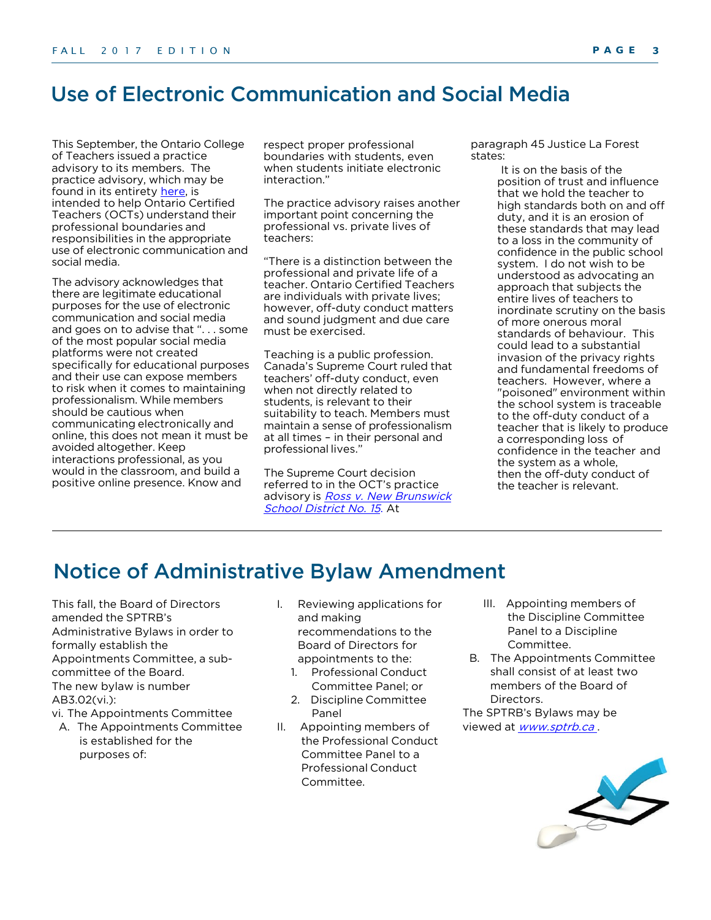## Use of Electronic Communication and Social Media

This September, the Ontario College of Teachers issued a practice advisory to its members. The practice advisory, which may be found in its entirety [here](), is intended to help Ontario Certified Teachers (OCTs) understand their professional boundaries and responsibilities in the appropriate use of electronic communication and social media.

The advisory acknowledges that there are legitimate educational purposes for the use of electronic communication and social media and goes on to advise that ". . . some of the most popular social media platforms were not created specifically for educational purposes and their use can expose members to risk when it comes to maintaining professionalism. While members should be cautious when communicating electronically and online, this does not mean it must be avoided altogether. Keep interactions professional, as you would in the classroom, and build a positive online presence. Know and respect proper professional boundaries with students, even when students initiate electronic interaction."

The practice advisory raises another important point concerning the professional vs. private lives of teachers:

"There is a distinction between the professional and private life of a teacher. Ontario Certified Teachers are individuals with private lives; however, off-duty conduct matters and sound judgment and due care must be exercised.

Teaching is a public profession. Canada's Supreme Court ruled that teachers' off-duty conduct, even when not directly related to students, is relevant to their suitability to teach. Members must maintain a sense of professionalism at all times – in their personal and professional lives."

The Supreme Court decision referred to in the OCT's practice advisory is *[Ross v. New Brunswick School District No. 15]()*. At paragraph 45 Justice La Forest states:

> It is on the basis of the position of trust and influence that we hold the teacher to high standards both on and off duty, and it is an erosion of these standards that may lead to a loss in the community of confidence in the public school system. I do not wish to be understood as advocating an approach that subjects the entire lives of teachers to inordinate scrutiny on the basis of more onerous moral standards of behaviour. This could lead to a substantial invasion of the privacy rights and fundamental freedoms of teachers. However, where a "poisoned" environment within the school system is traceable to the off-duty conduct of a teacher that is likely to produce a corresponding loss of confidence in the teacher and the system as a whole, then the off-duty conduct of the teacher is relevant.

## Notice of Administrative Bylaw Amendment

This fall, the Board of Directors amended the SPTRB's Administrative Bylaws in order to formally establish the Appointments Committee, a sub-committee of the Board.

The new bylaw is number AB3.02(vi.):

vi. The Appointments Committee

A. The Appointments Committee is established for the purposes of:

I. Reviewing applications for and making recommendations to the Board of Directors for appointments to the:
   1. Professional Conduct Committee Panel; or
   2. Discipline Committee Panel

II. Appointing members of the Professional Conduct Committee Panel to a Professional Conduct Committee.

III. Appointing members of the Discipline Committee Panel to a Discipline Committee.

B. The Appointments Committee shall consist of at least two members of the Board of Directors.

The SPTRB's Bylaws may be viewed at *[www.sptrb.ca]()*.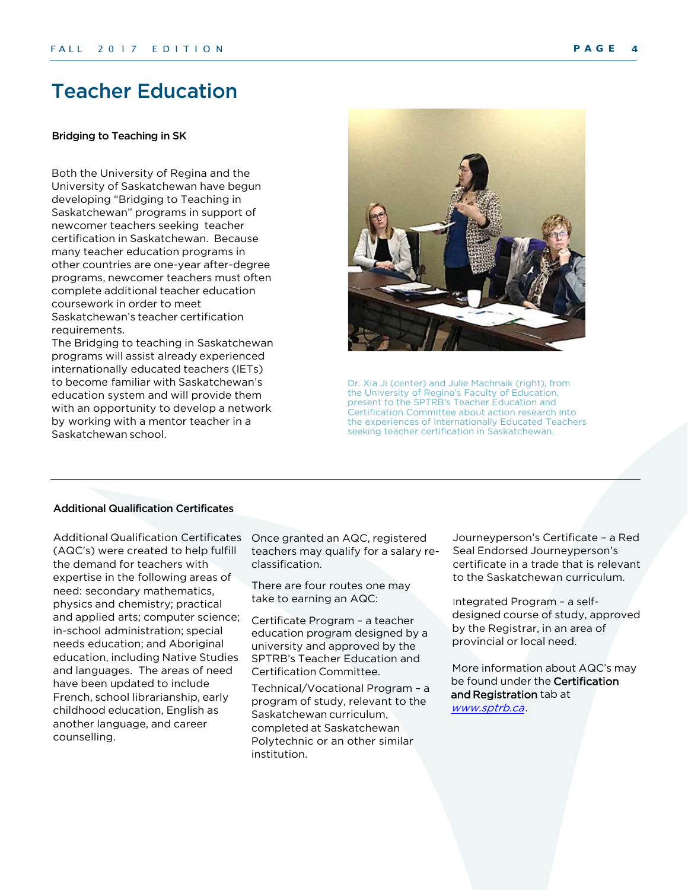# Teacher Education

**Bridging to Teaching in SK**

Both the University of Regina and the University of Saskatchewan have begun developing "Bridging to Teaching in Saskatchewan" programs in support of newcomer teachers seeking teacher certification in Saskatchewan. Because many teacher education programs in other countries are one-year after-degree programs, newcomer teachers must often complete additional teacher education coursework in order to meet Saskatchewan's teacher certification requirements.

The Bridging to teaching in Saskatchewan programs will assist already experienced internationally educated teachers (IETs) to become familiar with Saskatchewan's education system and will provide them with an opportunity to develop a network by working with a mentor teacher in a Saskatchewan school.

Dr. Xia Ji (center) and Julie Machnaik (right), from the University of Regina's Faculty of Education, present to the SPTRB's Teacher Education and Certification Committee about action research into the experiences of Internationally Educated Teachers seeking teacher certification in Saskatchewan.

---

**Additional Qualification Certificates**

Additional Qualification Certificates (AQC's) were created to help fulfill the demand for teachers with expertise in the following areas of need: secondary mathematics, physics and chemistry; practical and applied arts; computer science; in-school administration; special needs education; and Aboriginal education, including Native Studies and languages. The areas of need have been updated to include French, school librarianship, early childhood education, English as another language, and career counselling.

Once granted an AQC, registered teachers may qualify for a salary re-classification.

There are four routes one may take to earning an AQC:

Certificate Program – a teacher education program designed by a university and approved by the SPTRB's Teacher Education and Certification Committee.

Technical/Vocational Program – a program of study, relevant to the Saskatchewan curriculum, completed at Saskatchewan Polytechnic or an other similar institution.

Journeyperson's Certificate – a Red Seal Endorsed Journeyperson's certificate in a trade that is relevant to the Saskatchewan curriculum.

Integrated Program – a self-designed course of study, approved by the Registrar, in an area of provincial or local need.

More information about AQC's may be found under the **Certification and Registration** tab at *www.sptrb.ca*.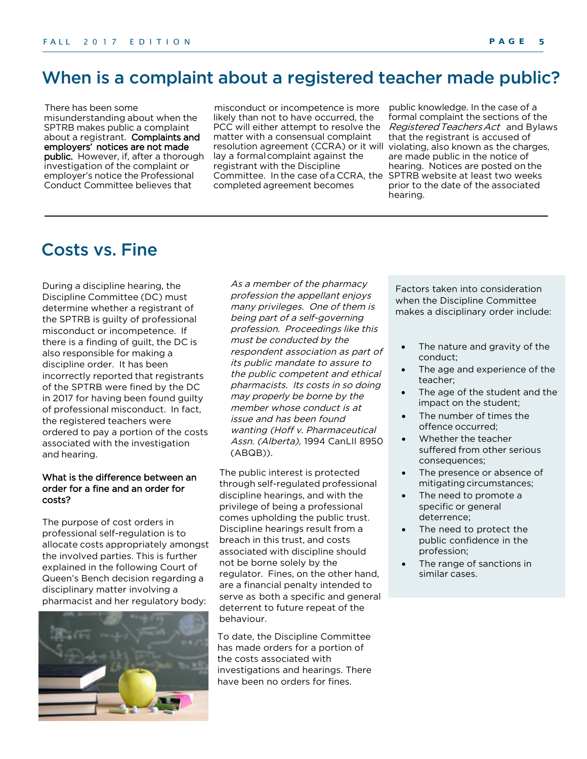# When is a complaint about a registered teacher made public?

There has been some misunderstanding about when the SPTRB makes public a complaint about a registrant. **Complaints and employers' notices are not made public.** However, if, after a thorough investigation of the complaint or employer's notice the Professional Conduct Committee believes that misconduct or incompetence is more likely than not to have occurred, the PCC will either attempt to resolve the matter with a consensual complaint resolution agreement (CCRA) or it will lay a formal complaint against the registrant with the Discipline Committee. In the case of a CCRA, the completed agreement becomes public knowledge. In the case of a formal complaint the sections of the *Registered Teachers Act* and Bylaws that the registrant is accused of violating, also known as the charges, are made public in the notice of hearing. Notices are posted on the SPTRB website at least two weeks prior to the date of the associated hearing.

# Costs vs. Fine

During a discipline hearing, the Discipline Committee (DC) must determine whether a registrant of the SPTRB is guilty of professional misconduct or incompetence. If there is a finding of guilt, the DC is also responsible for making a discipline order. It has been incorrectly reported that registrants of the SPTRB were fined by the DC in 2017 for having been found guilty of professional misconduct. In fact, the registered teachers were ordered to pay a portion of the costs associated with the investigation and hearing.

**What is the difference between an order for a fine and an order for costs?**

The purpose of cost orders in professional self-regulation is to allocate costs appropriately amongst the involved parties. This is further explained in the following Court of Queen's Bench decision regarding a disciplinary matter involving a pharmacist and her regulatory body:

*As a member of the pharmacy profession the appellant enjoys many privileges. One of them is being part of a self-governing profession. Proceedings like this must be conducted by the respondent association as part of its public mandate to assure to the public competent and ethical pharmacists. Its costs in so doing may properly be borne by the member whose conduct is at issue and has been found wanting (Hoff v. Pharmaceutical Assn. (Alberta),* 1994 CanLII 8950 (ABQB)).

The public interest is protected through self-regulated professional discipline hearings, and with the privilege of being a professional comes upholding the public trust. Discipline hearings result from a breach in this trust, and costs associated with discipline should not be borne solely by the regulator. Fines, on the other hand, are a financial penalty intended to serve as both a specific and general deterrent to future repeat of the behaviour.

To date, the Discipline Committee has made orders for a portion of the costs associated with investigations and hearings. There have been no orders for fines.

Factors taken into consideration when the Discipline Committee makes a disciplinary order include:

- The nature and gravity of the conduct;
- The age and experience of the teacher;
- The age of the student and the impact on the student;
- The number of times the offence occurred;
- Whether the teacher suffered from other serious consequences;
- The presence or absence of mitigating circumstances;
- The need to promote a specific or general deterrence;
- The need to protect the public confidence in the profession;
- The range of sanctions in similar cases.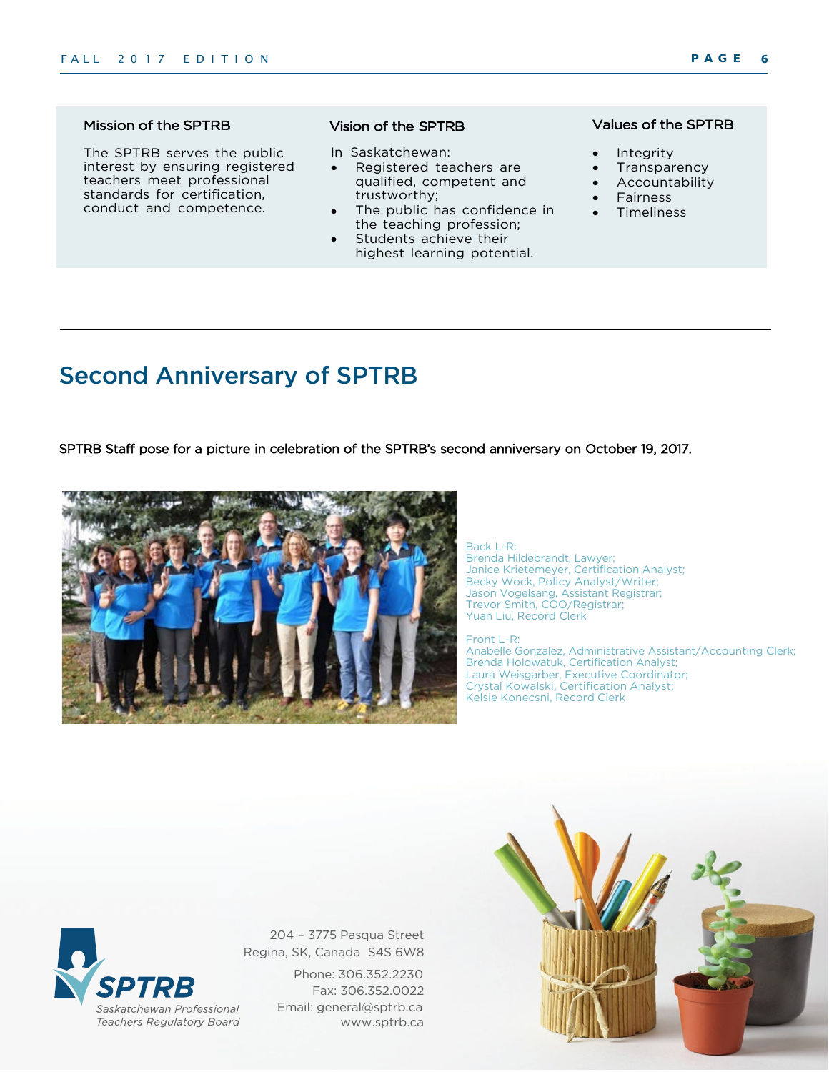### Mission of the SPTRB

The SPTRB serves the public interest by ensuring registered teachers meet professional standards for certification, conduct and competence.

### Vision of the SPTRB

In Saskatchewan:

- Registered teachers are qualified, competent and trustworthy;
- The public has confidence in the teaching profession;
- Students achieve their highest learning potential.

### Values of the SPTRB

- Integrity
- Transparency
- Accountability
- Fairness
- Timeliness

## Second Anniversary of SPTRB

SPTRB Staff pose for a picture in celebration of the SPTRB's second anniversary on October 19, 2017.

Back L-R:
Brenda Hildebrandt, Lawyer;
Janice Krietemeyer, Certification Analyst;
Becky Wock, Policy Analyst/Writer;
Jason Vogelsang, Assistant Registrar;
Trevor Smith, COO/Registrar;
Yuan Liu, Record Clerk

Front L-R:
Anabelle Gonzalez, Administrative Assistant/Accounting Clerk;
Brenda Holowatuk, Certification Analyst;
Laura Weisgarber, Executive Coordinator;
Crystal Kowalski, Certification Analyst;
Kelsie Konecsni, Record Clerk

**SPTRB**
*Saskatchewan Professional Teachers Regulatory Board*

204 – 3775 Pasqua Street
Regina, SK, Canada S4S 6W8

Phone: 306.352.2230
Fax: 306.352.0022
Email: general@sptrb.ca
www.sptrb.ca